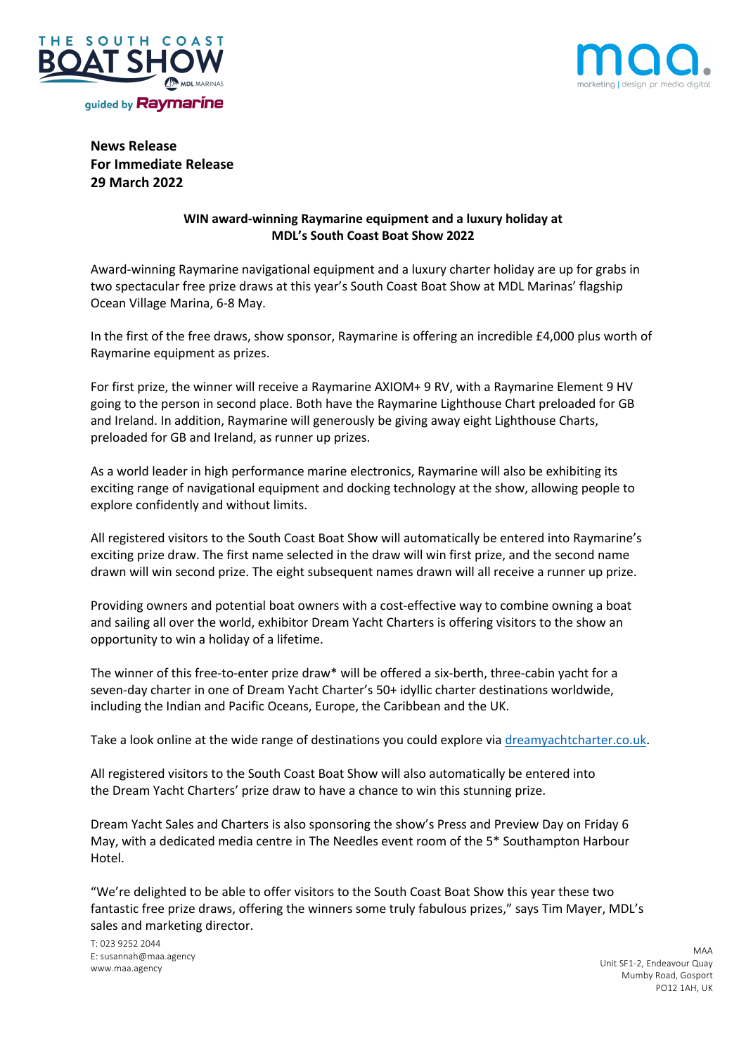**News Release**
**For Immediate Release**
**29 March 2022**

**WIN award-winning Raymarine equipment and a luxury holiday at MDL's South Coast Boat Show 2022**

Award-winning Raymarine navigational equipment and a luxury charter holiday are up for grabs in two spectacular free prize draws at this year's South Coast Boat Show at MDL Marinas' flagship Ocean Village Marina, 6-8 May.

In the first of the free draws, show sponsor, Raymarine is offering an incredible £4,000 plus worth of Raymarine equipment as prizes.

For first prize, the winner will receive a Raymarine AXIOM+ 9 RV, with a Raymarine Element 9 HV going to the person in second place. Both have the Raymarine Lighthouse Chart preloaded for GB and Ireland. In addition, Raymarine will generously be giving away eight Lighthouse Charts, preloaded for GB and Ireland, as runner up prizes.

As a world leader in high performance marine electronics, Raymarine will also be exhibiting its exciting range of navigational equipment and docking technology at the show, allowing people to explore confidently and without limits.

All registered visitors to the South Coast Boat Show will automatically be entered into Raymarine's exciting prize draw. The first name selected in the draw will win first prize, and the second name drawn will win second prize. The eight subsequent names drawn will all receive a runner up prize.

Providing owners and potential boat owners with a cost-effective way to combine owning a boat and sailing all over the world, exhibitor Dream Yacht Charters is offering visitors to the show an opportunity to win a holiday of a lifetime.

The winner of this free-to-enter prize draw* will be offered a six-berth, three-cabin yacht for a seven-day charter in one of Dream Yacht Charter's 50+ idyllic charter destinations worldwide, including the Indian and Pacific Oceans, Europe, the Caribbean and the UK.

Take a look online at the wide range of destinations you could explore via [dreamyachtcharter.co.uk](dreamyachtcharter.co.uk).

All registered visitors to the South Coast Boat Show will also automatically be entered into the Dream Yacht Charters' prize draw to have a chance to win this stunning prize.

Dream Yacht Sales and Charters is also sponsoring the show's Press and Preview Day on Friday 6 May, with a dedicated media centre in The Needles event room of the 5* Southampton Harbour Hotel.

"We're delighted to be able to offer visitors to the South Coast Boat Show this year these two fantastic free prize draws, offering the winners some truly fabulous prizes," says Tim Mayer, MDL's sales and marketing director.

T: 023 9252 2044
E: susannah@maa.agency
www.maa.agency

MAA
Unit SF1-2, Endeavour Quay
Mumby Road, Gosport
PO12 1AH, UK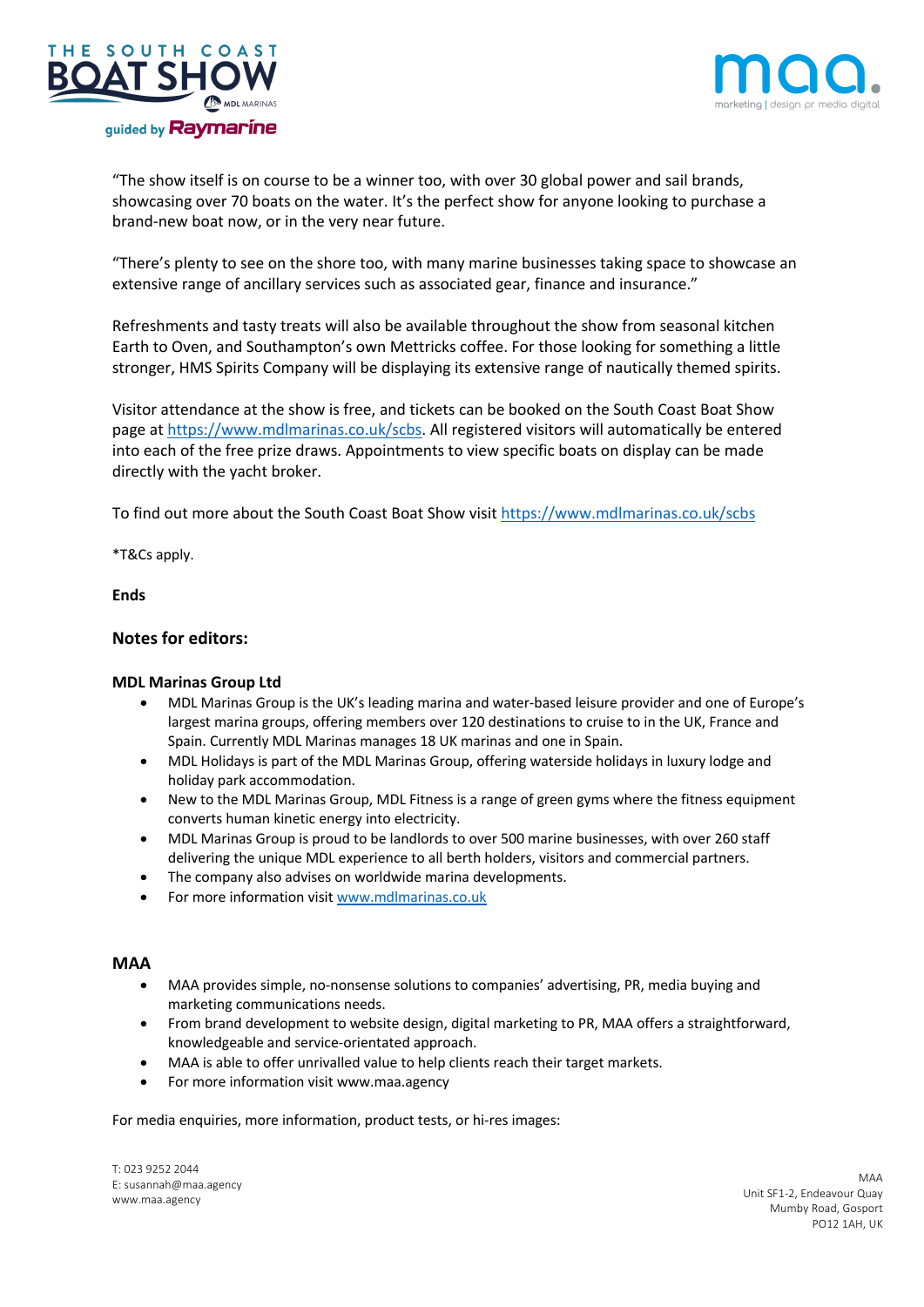"The show itself is on course to be a winner too, with over 30 global power and sail brands, showcasing over 70 boats on the water. It's the perfect show for anyone looking to purchase a brand-new boat now, or in the very near future.

"There's plenty to see on the shore too, with many marine businesses taking space to showcase an extensive range of ancillary services such as associated gear, finance and insurance."

Refreshments and tasty treats will also be available throughout the show from seasonal kitchen Earth to Oven, and Southampton's own Mettricks coffee. For those looking for something a little stronger, HMS Spirits Company will be displaying its extensive range of nautically themed spirits.

Visitor attendance at the show is free, and tickets can be booked on the South Coast Boat Show page at https://www.mdlmarinas.co.uk/scbs. All registered visitors will automatically be entered into each of the free prize draws. Appointments to view specific boats on display can be made directly with the yacht broker.

To find out more about the South Coast Boat Show visit https://www.mdlmarinas.co.uk/scbs

*T&Cs apply.

**Ends**

## Notes for editors:

### MDL Marinas Group Ltd

- MDL Marinas Group is the UK's leading marina and water-based leisure provider and one of Europe's largest marina groups, offering members over 120 destinations to cruise to in the UK, France and Spain. Currently MDL Marinas manages 18 UK marinas and one in Spain.
- MDL Holidays is part of the MDL Marinas Group, offering waterside holidays in luxury lodge and holiday park accommodation.
- New to the MDL Marinas Group, MDL Fitness is a range of green gyms where the fitness equipment converts human kinetic energy into electricity.
- MDL Marinas Group is proud to be landlords to over 500 marine businesses, with over 260 staff delivering the unique MDL experience to all berth holders, visitors and commercial partners.
- The company also advises on worldwide marina developments.
- For more information visit www.mdlmarinas.co.uk

### MAA

- MAA provides simple, no-nonsense solutions to companies' advertising, PR, media buying and marketing communications needs.
- From brand development to website design, digital marketing to PR, MAA offers a straightforward, knowledgeable and service-orientated approach.
- MAA is able to offer unrivalled value to help clients reach their target markets.
- For more information visit www.maa.agency

For media enquiries, more information, product tests, or hi-res images:

T: 023 9252 2044
E: susannah@maa.agency
www.maa.agency

MAA
Unit SF1-2, Endeavour Quay
Mumby Road, Gosport
PO12 1AH, UK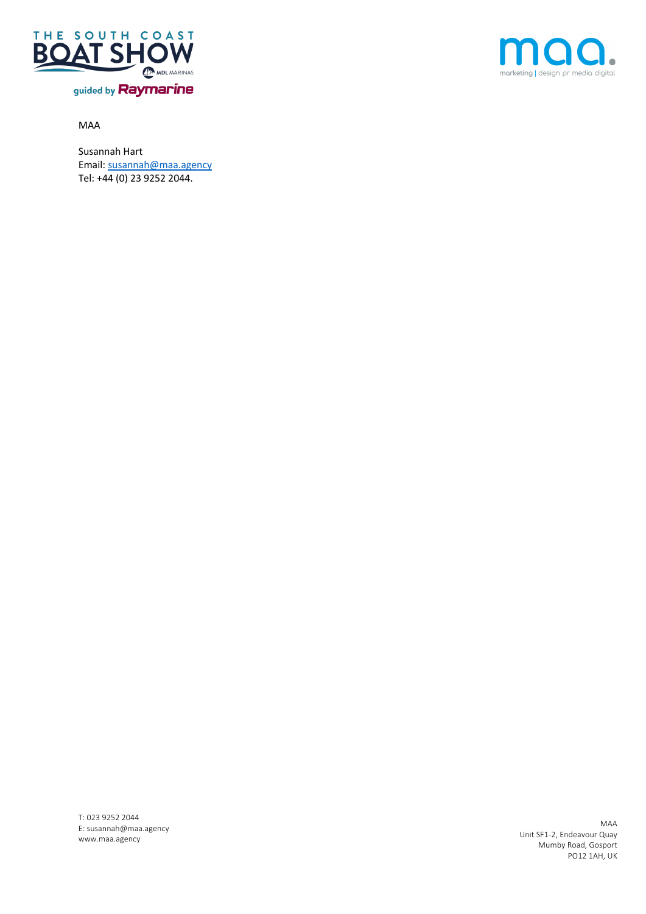MAA

Susannah Hart
Email: susannah@maa.agency
Tel: +44 (0) 23 9252 2044.

T: 023 9252 2044
E: susannah@maa.agency
www.maa.agency

MAA
Unit SF1-2, Endeavour Quay
Mumby Road, Gosport
PO12 1AH, UK